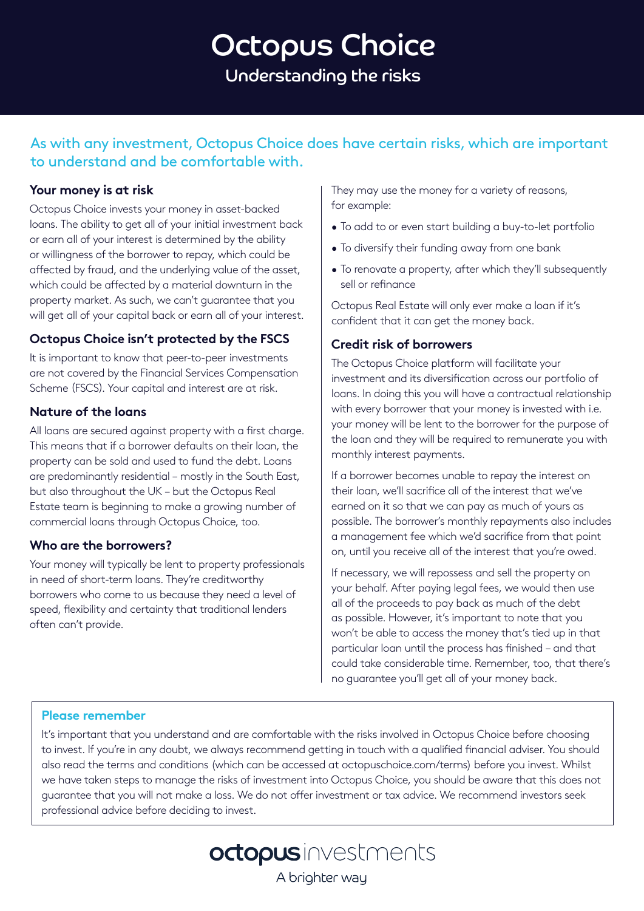# Octopus Choice

## Understanding the risks

As with any investment, Octopus Choice does have certain risks, which are important to understand and be comfortable with.

### Your money is at risk

Octopus Choice invests your money in asset-backed loans. The ability to get all of your initial investment back or earn all of your interest is determined by the ability or willingness of the borrower to repay, which could be affected by fraud, and the underlying value of the asset, which could be affected by a material downturn in the property market. As such, we can't guarantee that you will get all of your capital back or earn all of your interest.

### Octopus Choice isn't protected by the FSCS

It is important to know that peer-to-peer investments are not covered by the Financial Services Compensation Scheme (FSCS). Your capital and interest are at risk.

### Nature of the loans

All loans are secured against property with a first charge. This means that if a borrower defaults on their loan, the property can be sold and used to fund the debt. Loans are predominantly residential – mostly in the South East, but also throughout the UK – but the Octopus Real Estate team is beginning to make a growing number of commercial loans through Octopus Choice, too.

### Who are the borrowers?

Your money will typically be lent to property professionals in need of short-term loans. They're creditworthy borrowers who come to us because they need a level of speed, flexibility and certainty that traditional lenders often can't provide.

They may use the money for a variety of reasons, for example:

- To add to or even start building a buy-to-let portfolio
- To diversify their funding away from one bank
- To renovate a property, after which they'll subsequently sell or refinance

Octopus Real Estate will only ever make a loan if it's confident that it can get the money back.

### Credit risk of borrowers

The Octopus Choice platform will facilitate your investment and its diversification across our portfolio of loans. In doing this you will have a contractual relationship with every borrower that your money is invested with i.e. your money will be lent to the borrower for the purpose of the loan and they will be required to remunerate you with monthly interest payments.

If a borrower becomes unable to repay the interest on their loan, we'll sacrifice all of the interest that we've earned on it so that we can pay as much of yours as possible. The borrower's monthly repayments also includes a management fee which we'd sacrifice from that point on, until you receive all of the interest that you're owed.

If necessary, we will repossess and sell the property on your behalf. After paying legal fees, we would then use all of the proceeds to pay back as much of the debt as possible. However, it's important to note that you won't be able to access the money that's tied up in that particular loan until the process has finished – and that could take considerable time. Remember, too, that there's no guarantee you'll get all of your money back.

**Please remember**

It's important that you understand and are comfortable with the risks involved in Octopus Choice before choosing to invest. If you're in any doubt, we always recommend getting in touch with a qualified financial adviser. You should also read the terms and conditions (which can be accessed at octopuschoice.com/terms) before you invest. Whilst we have taken steps to manage the risks of investment into Octopus Choice, you should be aware that this does not guarantee that you will not make a loss. We do not offer investment or tax advice. We recommend investors seek professional advice before deciding to invest.

octopus investments

A brighter way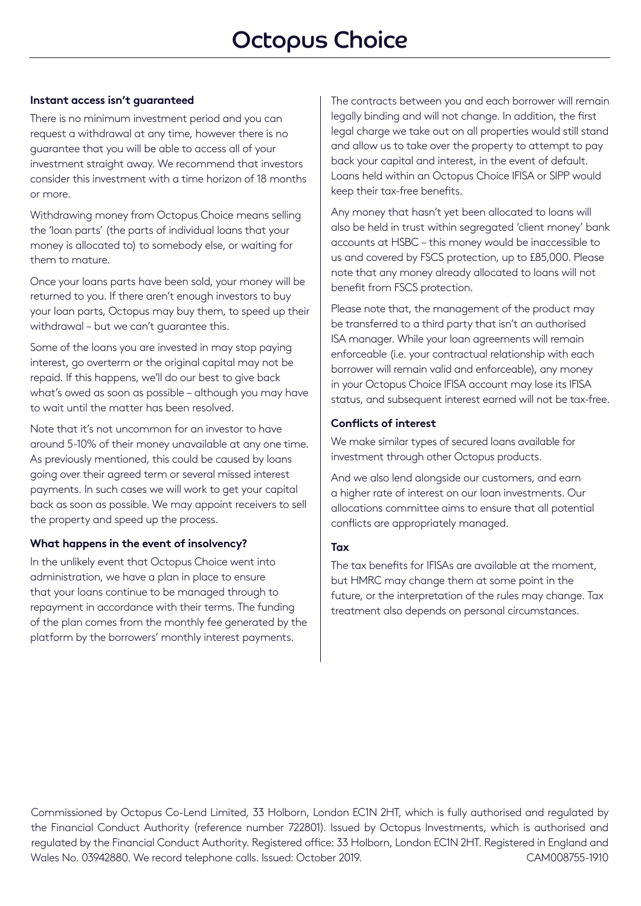# Octopus Choice

### Instant access isn't guaranteed

There is no minimum investment period and you can request a withdrawal at any time, however there is no guarantee that you will be able to access all of your investment straight away. We recommend that investors consider this investment with a time horizon of 18 months or more.

Withdrawing money from Octopus Choice means selling the 'loan parts' (the parts of individual loans that your money is allocated to) to somebody else, or waiting for them to mature.

Once your loans parts have been sold, your money will be returned to you. If there aren't enough investors to buy your loan parts, Octopus may buy them, to speed up their withdrawal – but we can't guarantee this.

Some of the loans you are invested in may stop paying interest, go overterm or the original capital may not be repaid. If this happens, we'll do our best to give back what's owed as soon as possible – although you may have to wait until the matter has been resolved.

Note that it's not uncommon for an investor to have around 5-10% of their money unavailable at any one time. As previously mentioned, this could be caused by loans going over their agreed term or several missed interest payments. In such cases we will work to get your capital back as soon as possible. We may appoint receivers to sell the property and speed up the process.

### What happens in the event of insolvency?

In the unlikely event that Octopus Choice went into administration, we have a plan in place to ensure that your loans continue to be managed through to repayment in accordance with their terms. The funding of the plan comes from the monthly fee generated by the platform by the borrowers' monthly interest payments.

The contracts between you and each borrower will remain legally binding and will not change. In addition, the first legal charge we take out on all properties would still stand and allow us to take over the property to attempt to pay back your capital and interest, in the event of default. Loans held within an Octopus Choice IFISA or SIPP would keep their tax-free benefits.

Any money that hasn't yet been allocated to loans will also be held in trust within segregated 'client money' bank accounts at HSBC – this money would be inaccessible to us and covered by FSCS protection, up to £85,000. Please note that any money already allocated to loans will not benefit from FSCS protection.

Please note that, the management of the product may be transferred to a third party that isn't an authorised ISA manager. While your loan agreements will remain enforceable (i.e. your contractual relationship with each borrower will remain valid and enforceable), any money in your Octopus Choice IFISA account may lose its IFISA status, and subsequent interest earned will not be tax-free.

### Conflicts of interest

We make similar types of secured loans available for investment through other Octopus products.

And we also lend alongside our customers, and earn a higher rate of interest on our loan investments. Our allocations committee aims to ensure that all potential conflicts are appropriately managed.

### Tax

The tax benefits for IFISAs are available at the moment, but HMRC may change them at some point in the future, or the interpretation of the rules may change. Tax treatment also depends on personal circumstances.

Commissioned by Octopus Co-Lend Limited, 33 Holborn, London EC1N 2HT, which is fully authorised and regulated by the Financial Conduct Authority (reference number 722801). Issued by Octopus Investments, which is authorised and regulated by the Financial Conduct Authority. Registered office: 33 Holborn, London EC1N 2HT. Registered in England and Wales No. 03942880. We record telephone calls. Issued: October 2019. CAM008755-1910